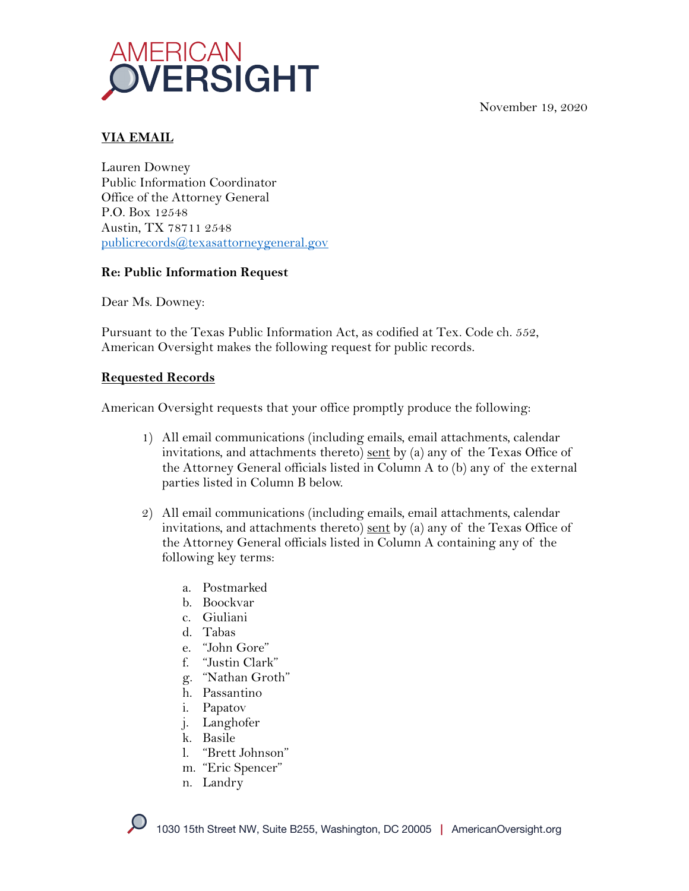AMERICAN OVERSIGHT

November 19, 2020

**VIA EMAIL**

Lauren Downey
Public Information Coordinator
Office of the Attorney General
P.O. Box 12548
Austin, TX 78711 2548
publicrecords@texasattorneygeneral.gov

**Re: Public Information Request**

Dear Ms. Downey:

Pursuant to the Texas Public Information Act, as codified at Tex. Code ch. 552, American Oversight makes the following request for public records.

**Requested Records**

American Oversight requests that your office promptly produce the following:

1) All email communications (including emails, email attachments, calendar invitations, and attachments thereto) sent by (a) any of the Texas Office of the Attorney General officials listed in Column A to (b) any of the external parties listed in Column B below.

2) All email communications (including emails, email attachments, calendar invitations, and attachments thereto) sent by (a) any of the Texas Office of the Attorney General officials listed in Column A containing any of the following key terms:

   a. Postmarked
   b. Boockvar
   c. Giuliani
   d. Tabas
   e. "John Gore"
   f. "Justin Clark"
   g. "Nathan Groth"
   h. Passantino
   i. Papatov
   j. Langhofer
   k. Basile
   l. "Brett Johnson"
   m. "Eric Spencer"
   n. Landry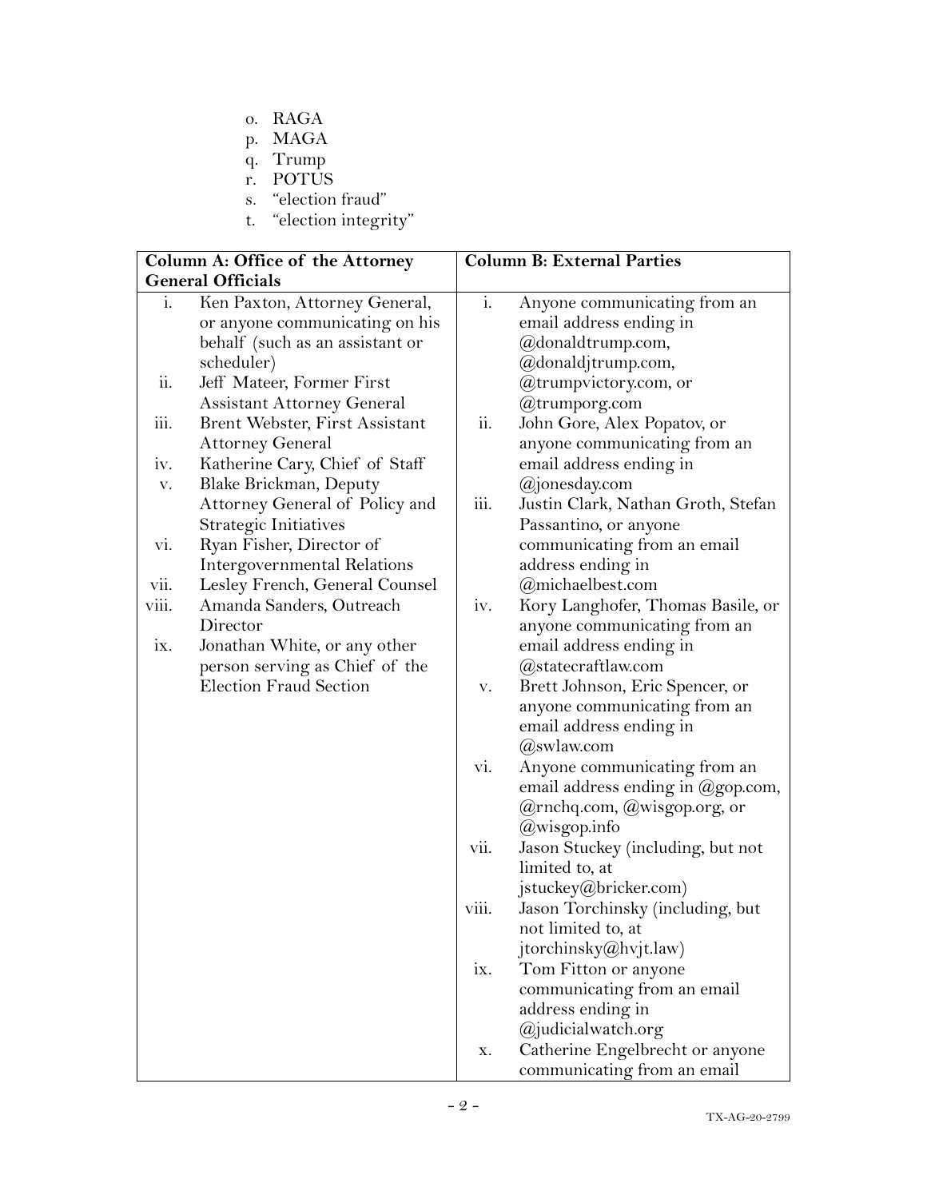o. RAGA
p. MAGA
q. Trump
r. POTUS
s. "election fraud"
t. "election integrity"

| Column A: Office of the Attorney General Officials | Column B: External Parties |
|---|---|
| i. Ken Paxton, Attorney General, or anyone communicating on his behalf (such as an assistant or scheduler) | i. Anyone communicating from an email address ending in @donaldtrump.com, @donaldjtrump.com, @trumpvictory.com, or @trumporg.com |
| ii. Jeff Mateer, Former First Assistant Attorney General | ii. John Gore, Alex Popatov, or anyone communicating from an email address ending in @jonesday.com |
| iii. Brent Webster, First Assistant Attorney General | iii. Justin Clark, Nathan Groth, Stefan Passantino, or anyone communicating from an email address ending in @michaelbest.com |
| iv. Katherine Cary, Chief of Staff | iv. Kory Langhofer, Thomas Basile, or anyone communicating from an email address ending in @statecraftlaw.com |
| v. Blake Brickman, Deputy Attorney General of Policy and Strategic Initiatives | v. Brett Johnson, Eric Spencer, or anyone communicating from an email address ending in @swlaw.com |
| vi. Ryan Fisher, Director of Intergovernmental Relations | vi. Anyone communicating from an email address ending in @gop.com, @rnchq.com, @wisgop.org, or @wisgop.info |
| vii. Lesley French, General Counsel | vii. Jason Stuckey (including, but not limited to, at jstuckey@bricker.com) |
| viii. Amanda Sanders, Outreach Director | viii. Jason Torchinsky (including, but not limited to, at jtorchinsky@hvjt.law) |
| ix. Jonathan White, or any other person serving as Chief of the Election Fraud Section | ix. Tom Fitton or anyone communicating from an email address ending in @judicialwatch.org |
| | x. Catherine Engelbrecht or anyone communicating from an email |

TX-AG-20-2799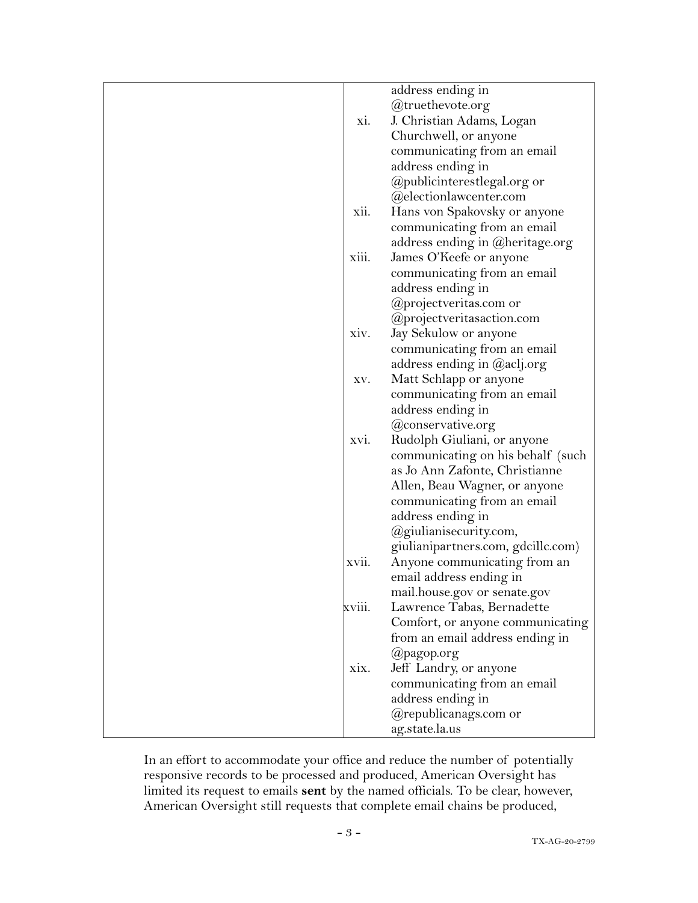| | |
|---|---|
| | address ending in @truethevote.org<br>xi. J. Christian Adams, Logan Churchwell, or anyone communicating from an email address ending in @publicinterestlegal.org or @electionlawcenter.com<br>xii. Hans von Spakovsky or anyone communicating from an email address ending in @heritage.org<br>xiii. James O'Keefe or anyone communicating from an email address ending in @projectveritas.com or @projectveritasaction.com<br>xiv. Jay Sekulow or anyone communicating from an email address ending in @aclj.org<br>xv. Matt Schlapp or anyone communicating from an email address ending in @conservative.org<br>xvi. Rudolph Giuliani, or anyone communicating on his behalf (such as Jo Ann Zafonte, Christianne Allen, Beau Wagner, or anyone communicating from an email address ending in @giulianisecurity.com, giulianipartners.com, gdcillc.com)<br>xvii. Anyone communicating from an email address ending in mail.house.gov or senate.gov<br>xviii. Lawrence Tabas, Bernadette Comfort, or anyone communicating from an email address ending in @pagop.org<br>xix. Jeff Landry, or anyone communicating from an email address ending in @republicanags.com or ag.state.la.us |

In an effort to accommodate your office and reduce the number of potentially responsive records to be processed and produced, American Oversight has limited its request to emails **sent** by the named officials. To be clear, however, American Oversight still requests that complete email chains be produced,

TX-AG-20-2799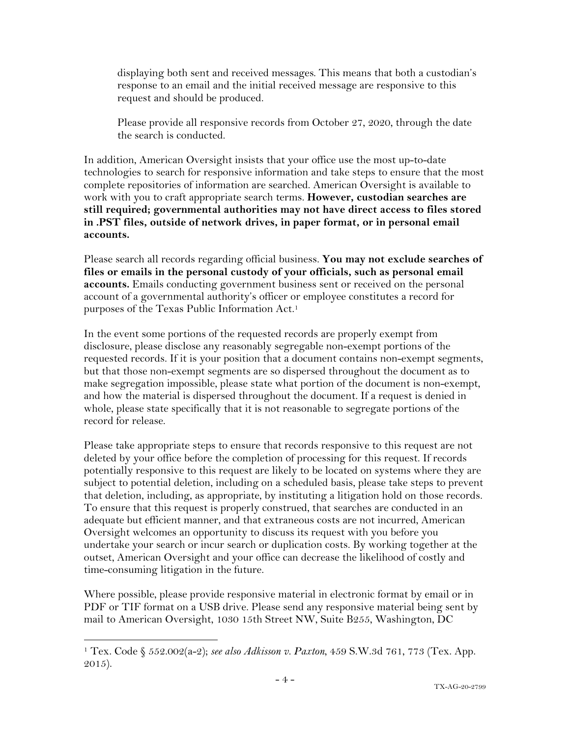displaying both sent and received messages. This means that both a custodian's response to an email and the initial received message are responsive to this request and should be produced.

Please provide all responsive records from October 27, 2020, through the date the search is conducted.

In addition, American Oversight insists that your office use the most up-to-date technologies to search for responsive information and take steps to ensure that the most complete repositories of information are searched. American Oversight is available to work with you to craft appropriate search terms. **However, custodian searches are still required; governmental authorities may not have direct access to files stored in .PST files, outside of network drives, in paper format, or in personal email accounts.**

Please search all records regarding official business. **You may not exclude searches of files or emails in the personal custody of your officials, such as personal email accounts.** Emails conducting government business sent or received on the personal account of a governmental authority's officer or employee constitutes a record for purposes of the Texas Public Information Act.[1]

In the event some portions of the requested records are properly exempt from disclosure, please disclose any reasonably segregable non-exempt portions of the requested records. If it is your position that a document contains non-exempt segments, but that those non-exempt segments are so dispersed throughout the document as to make segregation impossible, please state what portion of the document is non-exempt, and how the material is dispersed throughout the document. If a request is denied in whole, please state specifically that it is not reasonable to segregate portions of the record for release.

Please take appropriate steps to ensure that records responsive to this request are not deleted by your office before the completion of processing for this request. If records potentially responsive to this request are likely to be located on systems where they are subject to potential deletion, including on a scheduled basis, please take steps to prevent that deletion, including, as appropriate, by instituting a litigation hold on those records. To ensure that this request is properly construed, that searches are conducted in an adequate but efficient manner, and that extraneous costs are not incurred, American Oversight welcomes an opportunity to discuss its request with you before you undertake your search or incur search or duplication costs. By working together at the outset, American Oversight and your office can decrease the likelihood of costly and time-consuming litigation in the future.

Where possible, please provide responsive material in electronic format by email or in PDF or TIF format on a USB drive. Please send any responsive material being sent by mail to American Oversight, 1030 15th Street NW, Suite B255, Washington, DC

---

[1] Tex. Code § 552.002(a-2); *see also Adkisson v. Paxton*, 459 S.W.3d 761, 773 (Tex. App. 2015).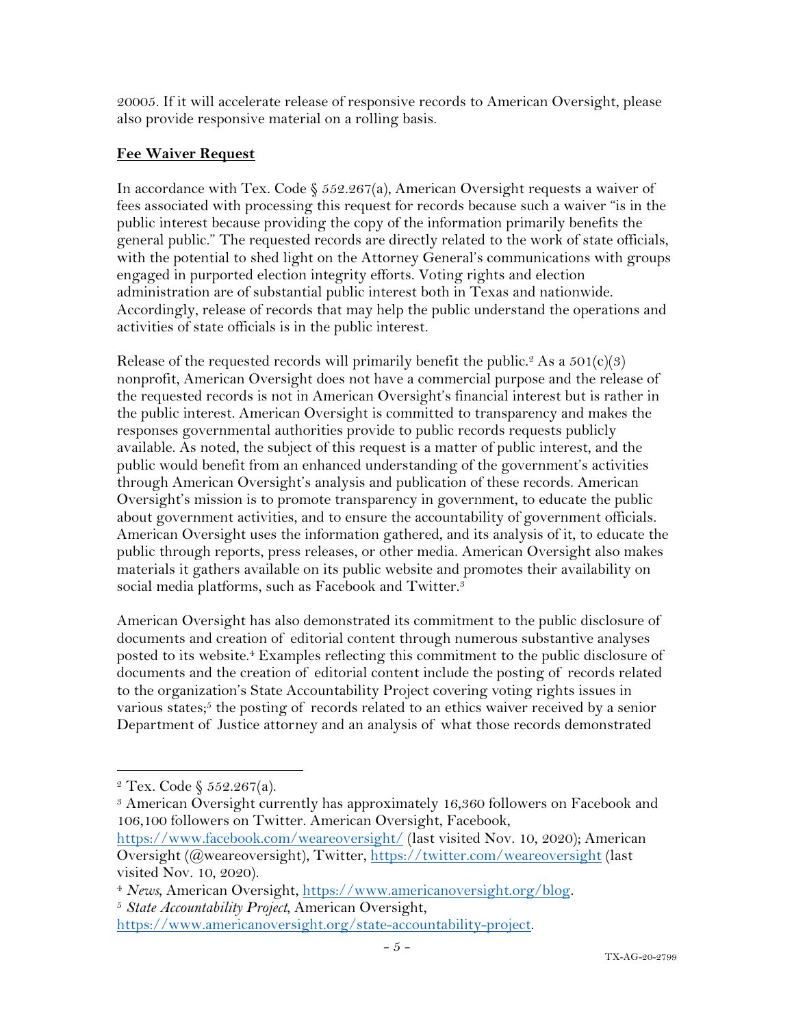20005. If it will accelerate release of responsive records to American Oversight, please also provide responsive material on a rolling basis.

**Fee Waiver Request**

In accordance with Tex. Code § 552.267(a), American Oversight requests a waiver of fees associated with processing this request for records because such a waiver "is in the public interest because providing the copy of the information primarily benefits the general public." The requested records are directly related to the work of state officials, with the potential to shed light on the Attorney General's communications with groups engaged in purported election integrity efforts. Voting rights and election administration are of substantial public interest both in Texas and nationwide. Accordingly, release of records that may help the public understand the operations and activities of state officials is in the public interest.

Release of the requested records will primarily benefit the public.[2] As a 501(c)(3) nonprofit, American Oversight does not have a commercial purpose and the release of the requested records is not in American Oversight's financial interest but is rather in the public interest. American Oversight is committed to transparency and makes the responses governmental authorities provide to public records requests publicly available. As noted, the subject of this request is a matter of public interest, and the public would benefit from an enhanced understanding of the government's activities through American Oversight's analysis and publication of these records. American Oversight's mission is to promote transparency in government, to educate the public about government activities, and to ensure the accountability of government officials. American Oversight uses the information gathered, and its analysis of it, to educate the public through reports, press releases, or other media. American Oversight also makes materials it gathers available on its public website and promotes their availability on social media platforms, such as Facebook and Twitter.[3]

American Oversight has also demonstrated its commitment to the public disclosure of documents and creation of editorial content through numerous substantive analyses posted to its website.[4] Examples reflecting this commitment to the public disclosure of documents and the creation of editorial content include the posting of records related to the organization's State Accountability Project covering voting rights issues in various states;[5] the posting of records related to an ethics waiver received by a senior Department of Justice attorney and an analysis of what those records demonstrated

---

[2] Tex. Code § 552.267(a).

[3] American Oversight currently has approximately 16,360 followers on Facebook and 106,100 followers on Twitter. American Oversight, Facebook, https://www.facebook.com/weareoversight/ (last visited Nov. 10, 2020); American Oversight (@weareoversight), Twitter, https://twitter.com/weareoversight (last visited Nov. 10, 2020).

[4] *News*, American Oversight, https://www.americanoversight.org/blog.

[5] *State Accountability Project*, American Oversight, https://www.americanoversight.org/state-accountability-project.

TX-AG-20-2799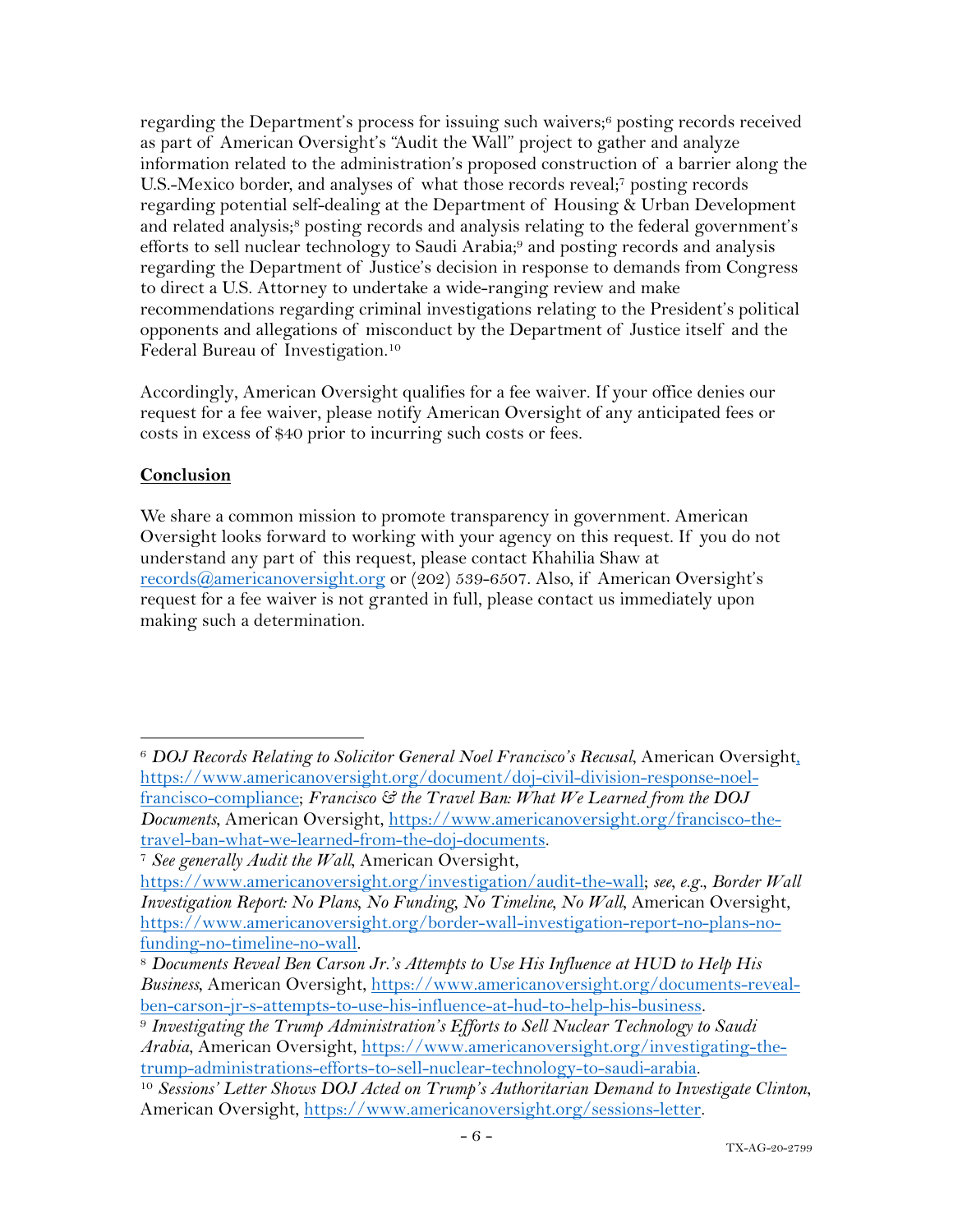regarding the Department's process for issuing such waivers;[6] posting records received as part of American Oversight's "Audit the Wall" project to gather and analyze information related to the administration's proposed construction of a barrier along the U.S.-Mexico border, and analyses of what those records reveal;[7] posting records regarding potential self-dealing at the Department of Housing & Urban Development and related analysis;[8] posting records and analysis relating to the federal government's efforts to sell nuclear technology to Saudi Arabia;[9] and posting records and analysis regarding the Department of Justice's decision in response to demands from Congress to direct a U.S. Attorney to undertake a wide-ranging review and make recommendations regarding criminal investigations relating to the President's political opponents and allegations of misconduct by the Department of Justice itself and the Federal Bureau of Investigation.[10]

Accordingly, American Oversight qualifies for a fee waiver. If your office denies our request for a fee waiver, please notify American Oversight of any anticipated fees or costs in excess of $40 prior to incurring such costs or fees.

**Conclusion**

We share a common mission to promote transparency in government. American Oversight looks forward to working with your agency on this request. If you do not understand any part of this request, please contact Khahilia Shaw at records@americanoversight.org or (202) 539-6507. Also, if American Oversight's request for a fee waiver is not granted in full, please contact us immediately upon making such a determination.

---

[6] *DOJ Records Relating to Solicitor General Noel Francisco's Recusal*, American Oversight, https://www.americanoversight.org/document/doj-civil-division-response-noel-francisco-compliance; *Francisco & the Travel Ban: What We Learned from the DOJ Documents*, American Oversight, https://www.americanoversight.org/francisco-the-travel-ban-what-we-learned-from-the-doj-documents.

[7] *See generally Audit the Wall*, American Oversight, https://www.americanoversight.org/investigation/audit-the-wall; *see, e.g.*, *Border Wall Investigation Report: No Plans, No Funding, No Timeline, No Wall*, American Oversight, https://www.americanoversight.org/border-wall-investigation-report-no-plans-no-funding-no-timeline-no-wall.

[8] *Documents Reveal Ben Carson Jr.'s Attempts to Use His Influence at HUD to Help His Business*, American Oversight, https://www.americanoversight.org/documents-reveal-ben-carson-jr-s-attempts-to-use-his-influence-at-hud-to-help-his-business.

[9] *Investigating the Trump Administration's Efforts to Sell Nuclear Technology to Saudi Arabia*, American Oversight, https://www.americanoversight.org/investigating-the-trump-administrations-efforts-to-sell-nuclear-technology-to-saudi-arabia.

[10] *Sessions' Letter Shows DOJ Acted on Trump's Authoritarian Demand to Investigate Clinton*, American Oversight, https://www.americanoversight.org/sessions-letter.

TX-AG-20-2799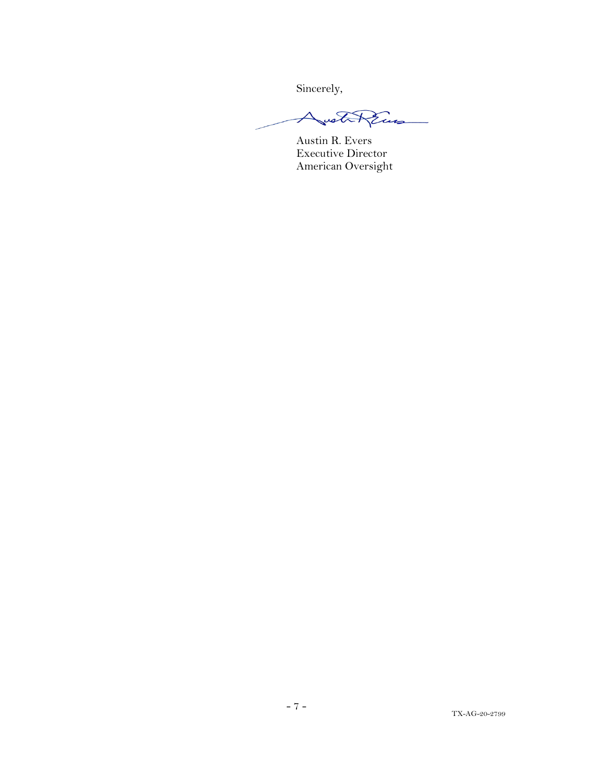Sincerely,

Austin R. Evers
Executive Director
American Oversight

TX-AG-20-2799